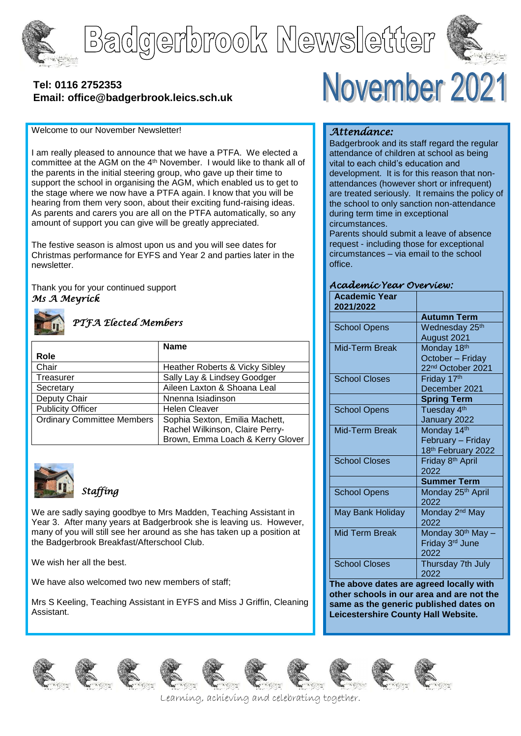# Badgerbrook Newsletter

# November 2021

**Tel: 0116 2752353**
**Email: office@badgerbrook.leics.sch.uk**

Welcome to our November Newsletter!

I am really pleased to announce that we have a PTFA. We elected a committee at the AGM on the 4th November. I would like to thank all of the parents in the initial steering group, who gave up their time to support the school in organising the AGM, which enabled us to get to the stage where we now have a PTFA again. I know that you will be hearing from them very soon, about their exciting fund-raising ideas. As parents and carers you are all on the PTFA automatically, so any amount of support you can give will be greatly appreciated.

The festive season is almost upon us and you will see dates for Christmas performance for EYFS and Year 2 and parties later in the newsletter.

Thank you for your continued support
*Ms A Meyrick*

## *PTFA Elected Members*

| Role | Name |
| --- | --- |
| Chair | Heather Roberts & Vicky Sibley |
| Treasurer | Sally Lay & Lindsey Goodger |
| Secretary | Aileen Laxton & Shoana Leal |
| Deputy Chair | Nnenna Isiadinson |
| Publicity Officer | Helen Cleaver |
| Ordinary Committee Members | Sophia Sexton, Emilia Machett, Rachel Wilkinson, Claire Perry-Brown, Emma Loach & Kerry Glover |

## *Staffing*

We are sadly saying goodbye to Mrs Madden, Teaching Assistant in Year 3. After many years at Badgerbrook she is leaving us. However, many of you will still see her around as she has taken up a position at the Badgerbrook Breakfast/Afterschool Club.

We wish her all the best.

We have also welcomed two new members of staff;

Mrs S Keeling, Teaching Assistant in EYFS and Miss J Griffin, Cleaning Assistant.

## *Attendance:*

Badgerbrook and its staff regard the regular attendance of children at school as being vital to each child's education and development. It is for this reason that non-attendances (however short or infrequent) are treated seriously. It remains the policy of the school to only sanction non-attendance during term time in exceptional circumstances.

Parents should submit a leave of absence request - including those for exceptional circumstances – via email to the school office.

## *Academic Year Overview:*

| Academic Year 2021/2022 | |
| --- | --- |
| | **Autumn Term** |
| School Opens | Wednesday 25th August 2021 |
| Mid-Term Break | Monday 18th October – Friday 22nd October 2021 |
| School Closes | Friday 17th December 2021 |
| | **Spring Term** |
| School Opens | Tuesday 4th January 2022 |
| Mid-Term Break | Monday 14th February – Friday 18th February 2022 |
| School Closes | Friday 8th April 2022 |
| | **Summer Term** |
| School Opens | Monday 25th April 2022 |
| May Bank Holiday | Monday 2nd May 2022 |
| Mid Term Break | Monday 30th May – Friday 3rd June 2022 |
| School Closes | Thursday 7th July 2022 |

**The above dates are agreed locally with other schools in our area and are not the same as the generic published dates on Leicestershire County Hall Website.**

*Learning, achieving and celebrating together.*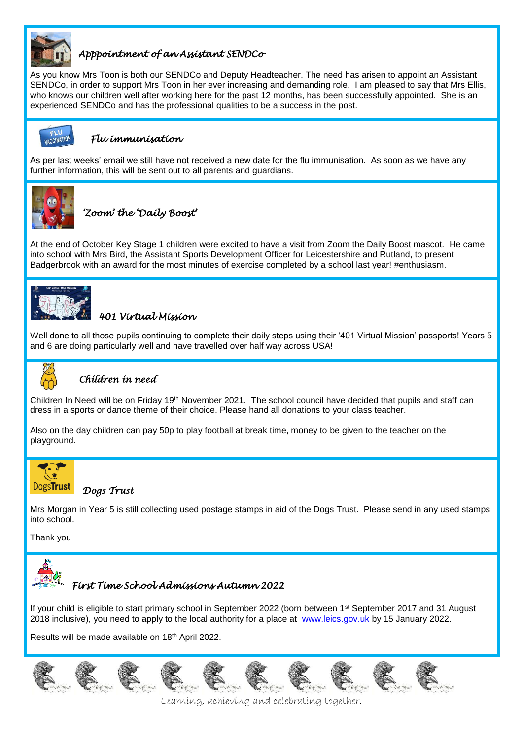## Apppointment of an Assistant SENDCo

As you know Mrs Toon is both our SENDCo and Deputy Headteacher. The need has arisen to appoint an Assistant SENDCo, in order to support Mrs Toon in her ever increasing and demanding role. I am pleased to say that Mrs Ellis, who knows our children well after working here for the past 12 months, has been successfully appointed. She is an experienced SENDCo and has the professional qualities to be a success in the post.

## Flu immunisation

As per last weeks' email we still have not received a new date for the flu immunisation. As soon as we have any further information, this will be sent out to all parents and guardians.

## 'Zoom' the 'Daily Boost'

At the end of October Key Stage 1 children were excited to have a visit from Zoom the Daily Boost mascot. He came into school with Mrs Bird, the Assistant Sports Development Officer for Leicestershire and Rutland, to present Badgerbrook with an award for the most minutes of exercise completed by a school last year! #enthusiasm.

## 401 Virtual Mission

Well done to all those pupils continuing to complete their daily steps using their '401 Virtual Mission' passports! Years 5 and 6 are doing particularly well and have travelled over half way across USA!

## Children in need

Children In Need will be on Friday 19th November 2021. The school council have decided that pupils and staff can dress in a sports or dance theme of their choice. Please hand all donations to your class teacher.

Also on the day children can pay 50p to play football at break time, money to be given to the teacher on the playground.

## Dogs Trust

Mrs Morgan in Year 5 is still collecting used postage stamps in aid of the Dogs Trust. Please send in any used stamps into school.

Thank you

## First Time School Admissions Autumn 2022

If your child is eligible to start primary school in September 2022 (born between 1st September 2017 and 31 August 2018 inclusive), you need to apply to the local authority for a place at [www.leics.gov.uk](http://www.leics.gov.uk) by 15 January 2022.

Results will be made available on 18th April 2022.

*Learning, achieving and celebrating together.*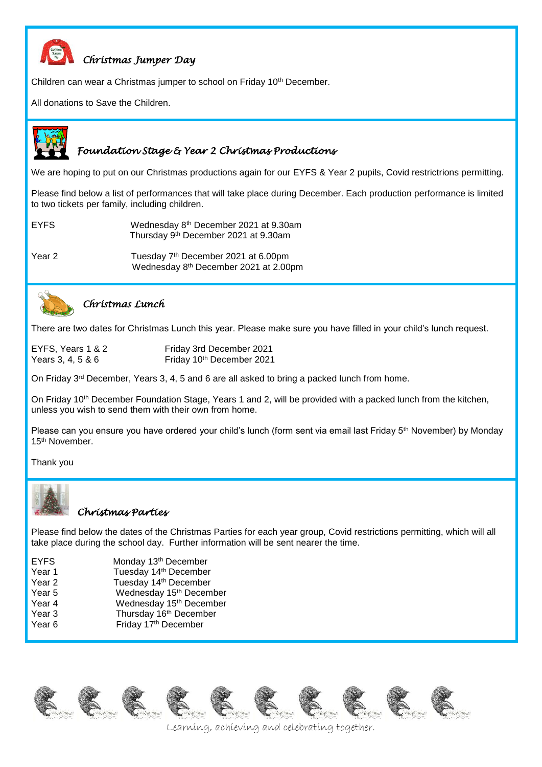## *Christmas Jumper Day*

Children can wear a Christmas jumper to school on Friday 10th December.

All donations to Save the Children.

## *Foundation Stage & Year 2 Christmas Productions*

We are hoping to put on our Christmas productions again for our EYFS & Year 2 pupils, Covid restrictrions permitting.

Please find below a list of performances that will take place during December. Each production performance is limited to two tickets per family, including children.

| | |
|---|---|
| EYFS | Wednesday 8th December 2021 at 9.30am<br>Thursday 9th December 2021 at 9.30am |
| Year 2 | Tuesday 7th December 2021 at 6.00pm<br>Wednesday 8th December 2021 at 2.00pm |

## *Christmas Lunch*

There are two dates for Christmas Lunch this year. Please make sure you have filled in your child's lunch request.

| | |
|---|---|
| EYFS, Years 1 & 2 | Friday 3rd December 2021 |
| Years 3, 4, 5 & 6 | Friday 10th December 2021 |

On Friday 3rd December, Years 3, 4, 5 and 6 are all asked to bring a packed lunch from home.

On Friday 10th December Foundation Stage, Years 1 and 2, will be provided with a packed lunch from the kitchen, unless you wish to send them with their own from home.

Please can you ensure you have ordered your child's lunch (form sent via email last Friday 5th November) by Monday 15th November.

Thank you

## *Christmas Parties*

Please find below the dates of the Christmas Parties for each year group, Covid restrictions permitting, which will all take place during the school day. Further information will be sent nearer the time.

| | |
|---|---|
| EYFS | Monday 13th December |
| Year 1 | Tuesday 14th December |
| Year 2 | Tuesday 14th December |
| Year 5 | Wednesday 15th December |
| Year 4 | Wednesday 15th December |
| Year 3 | Thursday 16th December |
| Year 6 | Friday 17th December |

*Learning, achieving and celebrating together.*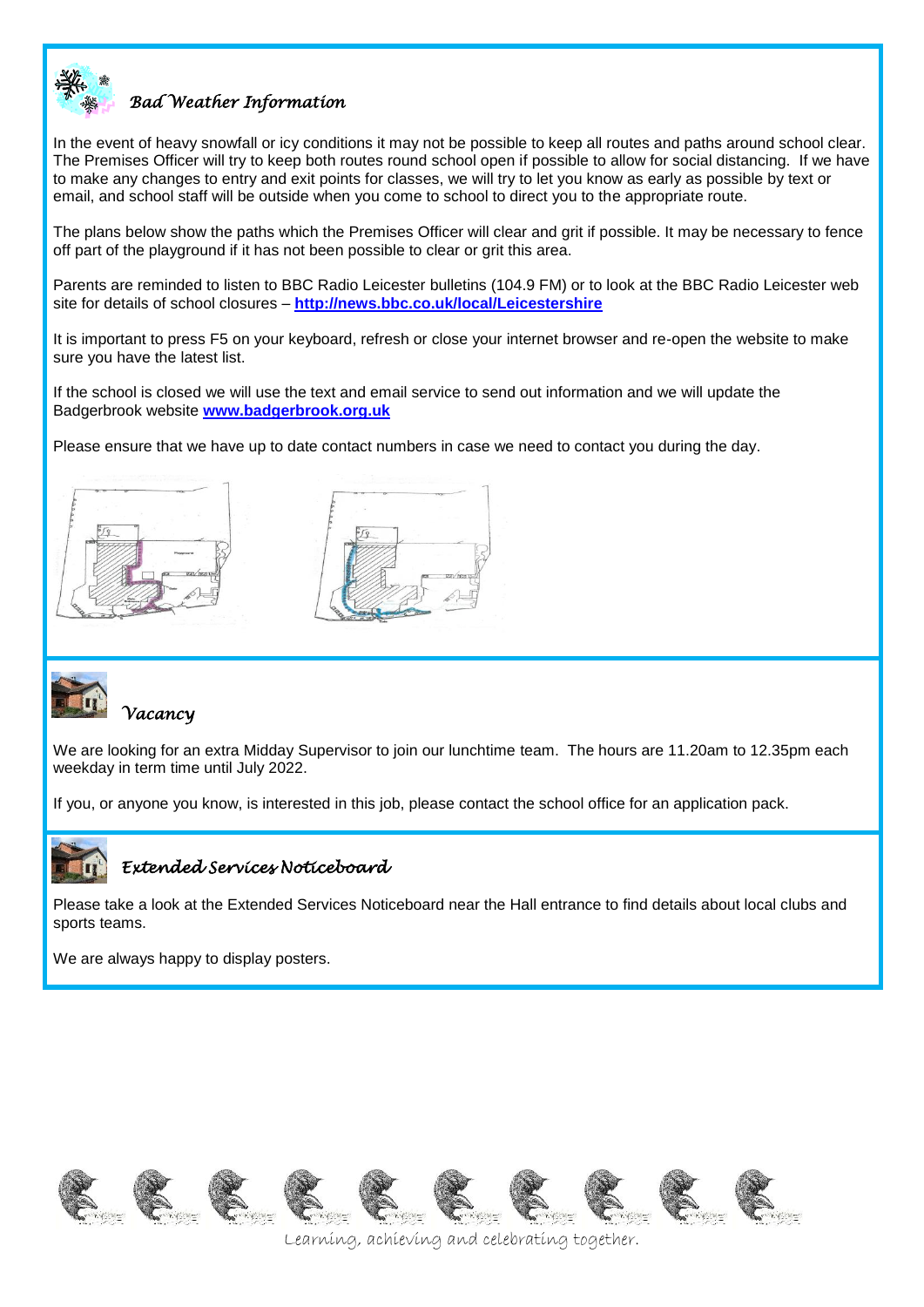## *Bad Weather Information*

In the event of heavy snowfall or icy conditions it may not be possible to keep all routes and paths around school clear. The Premises Officer will try to keep both routes round school open if possible to allow for social distancing. If we have to make any changes to entry and exit points for classes, we will try to let you know as early as possible by text or email, and school staff will be outside when you come to school to direct you to the appropriate route.

The plans below show the paths which the Premises Officer will clear and grit if possible. It may be necessary to fence off part of the playground if it has not been possible to clear or grit this area.

Parents are reminded to listen to BBC Radio Leicester bulletins (104.9 FM) or to look at the BBC Radio Leicester web site for details of school closures – **http://news.bbc.co.uk/local/Leicestershire**

It is important to press F5 on your keyboard, refresh or close your internet browser and re-open the website to make sure you have the latest list.

If the school is closed we will use the text and email service to send out information and we will update the Badgerbrook website **www.badgerbrook.org.uk**

Please ensure that we have up to date contact numbers in case we need to contact you during the day.

## *Vacancy*

We are looking for an extra Midday Supervisor to join our lunchtime team. The hours are 11.20am to 12.35pm each weekday in term time until July 2022.

If you, or anyone you know, is interested in this job, please contact the school office for an application pack.

## *Extended Services Noticeboard*

Please take a look at the Extended Services Noticeboard near the Hall entrance to find details about local clubs and sports teams.

We are always happy to display posters.

*Learning, achieving and celebrating together.*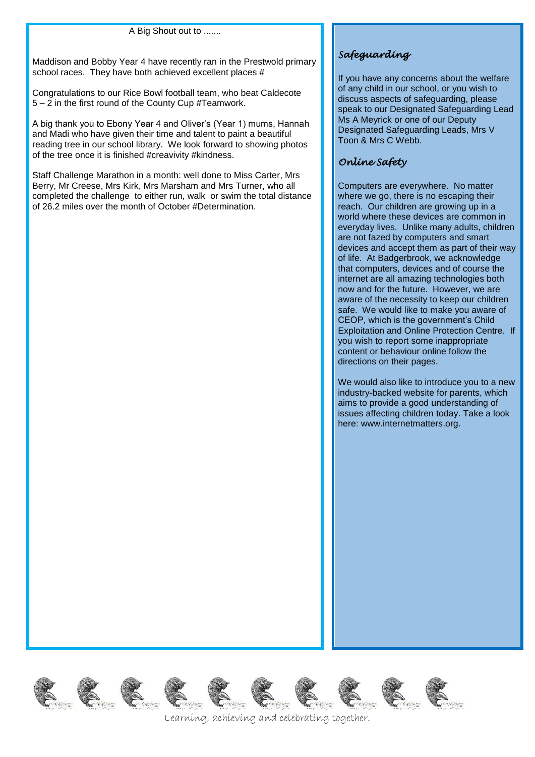A Big Shout out to .......

Maddison and Bobby Year 4 have recently ran in the Prestwold primary school races. They have both achieved excellent places #

Congratulations to our Rice Bowl football team, who beat Caldecote 5 – 2 in the first round of the County Cup #Teamwork.

A big thank you to Ebony Year 4 and Oliver's (Year 1) mums, Hannah and Madi who have given their time and talent to paint a beautiful reading tree in our school library. We look forward to showing photos of the tree once it is finished #creavivity #kindness.

Staff Challenge Marathon in a month: well done to Miss Carter, Mrs Berry, Mr Creese, Mrs Kirk, Mrs Marsham and Mrs Turner, who all completed the challenge to either run, walk or swim the total distance of 26.2 miles over the month of October #Determination.

## Safeguarding

If you have any concerns about the welfare of any child in our school, or you wish to discuss aspects of safeguarding, please speak to our Designated Safeguarding Lead Ms A Meyrick or one of our Deputy Designated Safeguarding Leads, Mrs V Toon & Mrs C Webb.

## Online Safety

Computers are everywhere. No matter where we go, there is no escaping their reach. Our children are growing up in a world where these devices are common in everyday lives. Unlike many adults, children are not fazed by computers and smart devices and accept them as part of their way of life. At Badgerbrook, we acknowledge that computers, devices and of course the internet are all amazing technologies both now and for the future. However, we are aware of the necessity to keep our children safe. We would like to make you aware of CEOP, which is the government's Child Exploitation and Online Protection Centre. If you wish to report some inappropriate content or behaviour online follow the directions on their pages.

We would also like to introduce you to a new industry-backed website for parents, which aims to provide a good understanding of issues affecting children today. Take a look here: www.internetmatters.org.

Learning, achieving and celebrating together.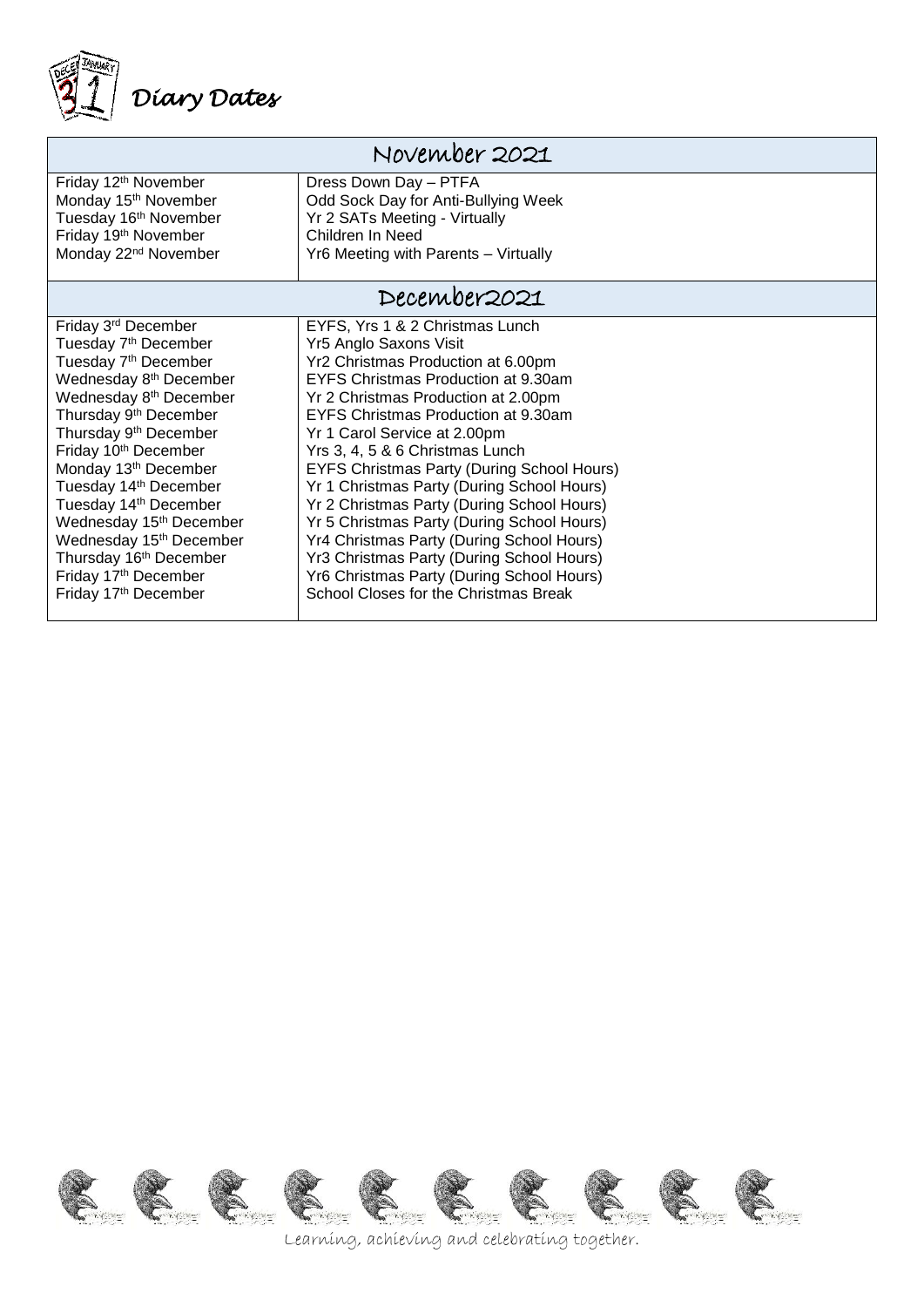# Diary Dates

| November 2021 | |
|---|---|
| Friday 12th November | Dress Down Day – PTFA |
| Monday 15th November | Odd Sock Day for Anti-Bullying Week |
| Tuesday 16th November | Yr 2 SATs Meeting - Virtually |
| Friday 19th November | Children In Need |
| Monday 22nd November | Yr6 Meeting with Parents – Virtually |

| December2021 | |
|---|---|
| Friday 3rd December | EYFS, Yrs 1 & 2 Christmas Lunch |
| Tuesday 7th December | Yr5 Anglo Saxons Visit |
| Tuesday 7th December | Yr2 Christmas Production at 6.00pm |
| Wednesday 8th December | EYFS Christmas Production at 9.30am |
| Wednesday 8th December | Yr 2 Christmas Production at 2.00pm |
| Thursday 9th December | EYFS Christmas Production at 9.30am |
| Thursday 9th December | Yr 1 Carol Service at 2.00pm |
| Friday 10th December | Yrs 3, 4, 5 & 6 Christmas Lunch |
| Monday 13th December | EYFS Christmas Party (During School Hours) |
| Tuesday 14th December | Yr 1 Christmas Party (During School Hours) |
| Tuesday 14th December | Yr 2 Christmas Party (During School Hours) |
| Wednesday 15th December | Yr 5 Christmas Party (During School Hours) |
| Wednesday 15th December | Yr4 Christmas Party (During School Hours) |
| Thursday 16th December | Yr3 Christmas Party (During School Hours) |
| Friday 17th December | Yr6 Christmas Party (During School Hours) |
| Friday 17th December | School Closes for the Christmas Break |

Learning, achieving and celebrating together.